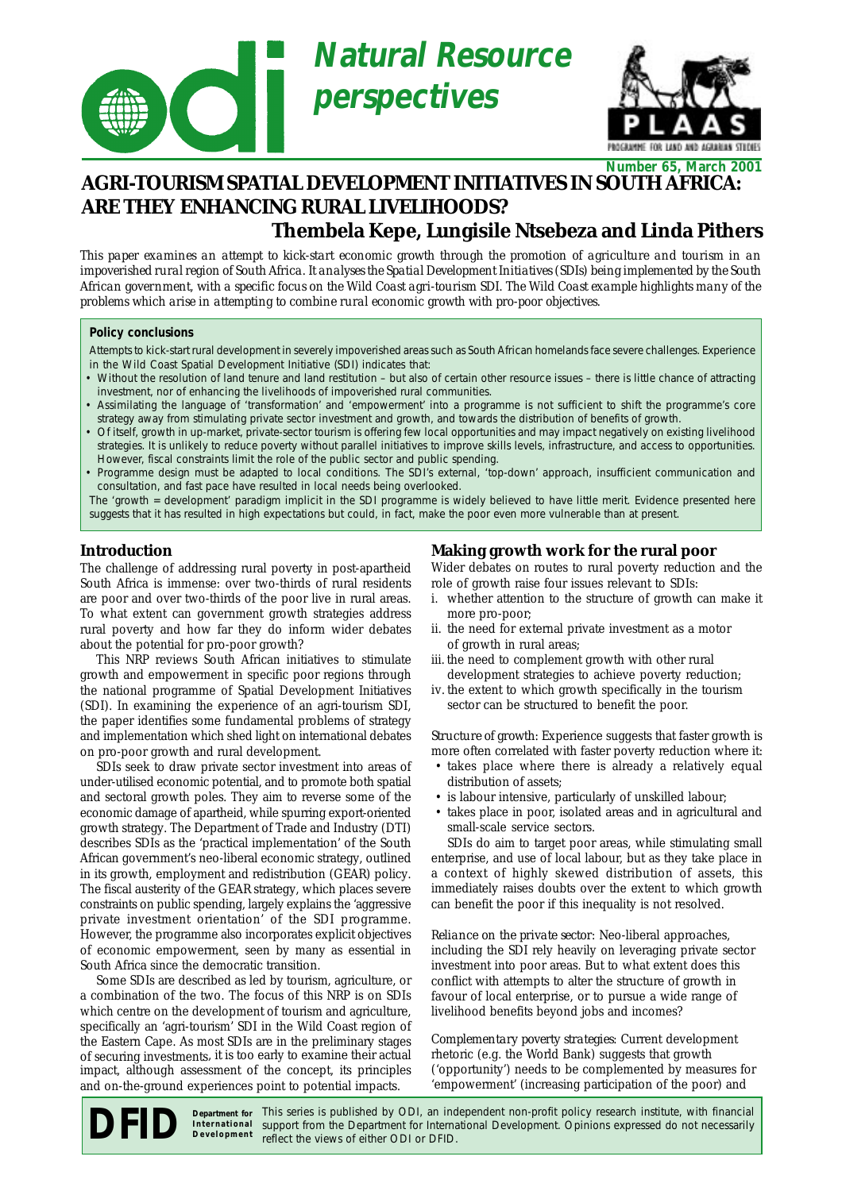# Natural Resource perspectives

Number 65, March 2001

# AGRI-TOURISM SPATIAL DEVELOPMENT INITIATIVES IN SOUTH AFRICA: ARE THEY ENHANCING RURAL LIVELIHOODS?

## Thembela Kepe, Lungisile Ntsebeza and Linda Pithers

*This paper examines an attempt to kick-start economic growth through the promotion of agriculture and tourism in an impoverished rural region of South Africa. It analyses the Spatial Development Initiatives (SDIs) being implemented by the South African government, with a specific focus on the Wild Coast agri-tourism SDI. The Wild Coast example highlights many of the problems which arise in attempting to combine rural economic growth with pro-poor objectives.*

**Policy conclusions**

Attempts to kick-start rural development in severely impoverished areas such as South African homelands face severe challenges. Experience in the Wild Coast Spatial Development Initiative (SDI) indicates that:

- Without the resolution of land tenure and land restitution – but also of certain other resource issues – there is little chance of attracting investment, nor of enhancing the livelihoods of impoverished rural communities.
- Assimilating the language of 'transformation' and 'empowerment' into a programme is not sufficient to shift the programme's core strategy away from stimulating private sector investment and growth, and towards the distribution of benefits of growth.
- Of itself, growth in up-market, private-sector tourism is offering few local opportunities and may impact negatively on existing livelihood strategies. It is unlikely to reduce poverty without parallel initiatives to improve skills levels, infrastructure, and access to opportunities. However, fiscal constraints limit the role of the public sector and public spending.
- Programme design must be adapted to local conditions. The SDI's external, 'top-down' approach, insufficient communication and consultation, and fast pace have resulted in local needs being overlooked.

The 'growth = development' paradigm implicit in the SDI programme is widely believed to have little merit. Evidence presented here suggests that it has resulted in high expectations but could, in fact, make the poor even more vulnerable than at present.

### Introduction

The challenge of addressing rural poverty in post-apartheid South Africa is immense: over two-thirds of rural residents are poor and over two-thirds of the poor live in rural areas. To what extent can government growth strategies address rural poverty and how far do they inform wider debates about the potential for pro-poor growth?

This NRP reviews South African initiatives to stimulate growth and empowerment in specific poor regions through the national programme of Spatial Development Initiatives (SDI). In examining the experience of an agri-tourism SDI, the paper identifies some fundamental problems of strategy and implementation which shed light on international debates on pro-poor growth and rural development.

SDIs seek to draw private sector investment into areas of under-utilised economic potential, and to promote both spatial and sectoral growth poles. They aim to reverse some of the economic damage of apartheid, while spurring export-oriented growth strategy. The Department of Trade and Industry (DTI) describes SDIs as the 'practical implementation' of the South African government's neo-liberal economic strategy, outlined in its growth, employment and redistribution (GEAR) policy. The fiscal austerity of the GEAR strategy, which places severe constraints on public spending, largely explains the 'aggressive private investment orientation' of the SDI programme. However, the programme also incorporates explicit objectives of economic empowerment, seen by many as essential in South Africa since the democratic transition.

Some SDIs are described as led by tourism, agriculture, or a combination of the two. The focus of this NRP is on SDIs which centre on the development of tourism and agriculture, specifically an 'agri-tourism' SDI in the Wild Coast region of the Eastern Cape. As most SDIs are in the preliminary stages of securing investments, it is too early to examine their actual impact, although assessment of the concept, its principles and on-the-ground experiences point to potential impacts.

### Making growth work for the rural poor

Wider debates on routes to rural poverty reduction and the role of growth raise four issues relevant to SDIs:

i. whether attention to the structure of growth can make it more pro-poor;
ii. the need for external private investment as a motor of growth in rural areas;
iii. the need to complement growth with other rural development strategies to achieve poverty reduction;
iv. the extent to which growth specifically in the tourism sector can be structured to benefit the poor.

*Structure of growth:* Experience suggests that faster growth is more often correlated with faster poverty reduction where it:

- takes place where there is already a relatively equal distribution of assets;
- is labour intensive, particularly of unskilled labour;
- takes place in poor, isolated areas and in agricultural and small-scale service sectors.

SDIs do aim to target poor areas, while stimulating small enterprise, and use of local labour, but as they take place in a context of highly skewed distribution of assets, this immediately raises doubts over the extent to which growth can benefit the poor if this inequality is not resolved.

*Reliance on the private sector:* Neo-liberal approaches, including the SDI rely heavily on leveraging private sector investment into poor areas. But to what extent does this conflict with attempts to alter the structure of growth in favour of local enterprise, or to pursue a wide range of livelihood benefits beyond jobs and incomes?

*Complementary poverty strategies:* Current development rhetoric (e.g. the World Bank) suggests that growth ('opportunity') needs to be complemented by measures for 'empowerment' (increasing participation of the poor) and

DFID Department for International Development — This series is published by ODI, an independent non-profit policy research institute, with financial support from the Department for International Development. Opinions expressed do not necessarily reflect the views of either ODI or DFID.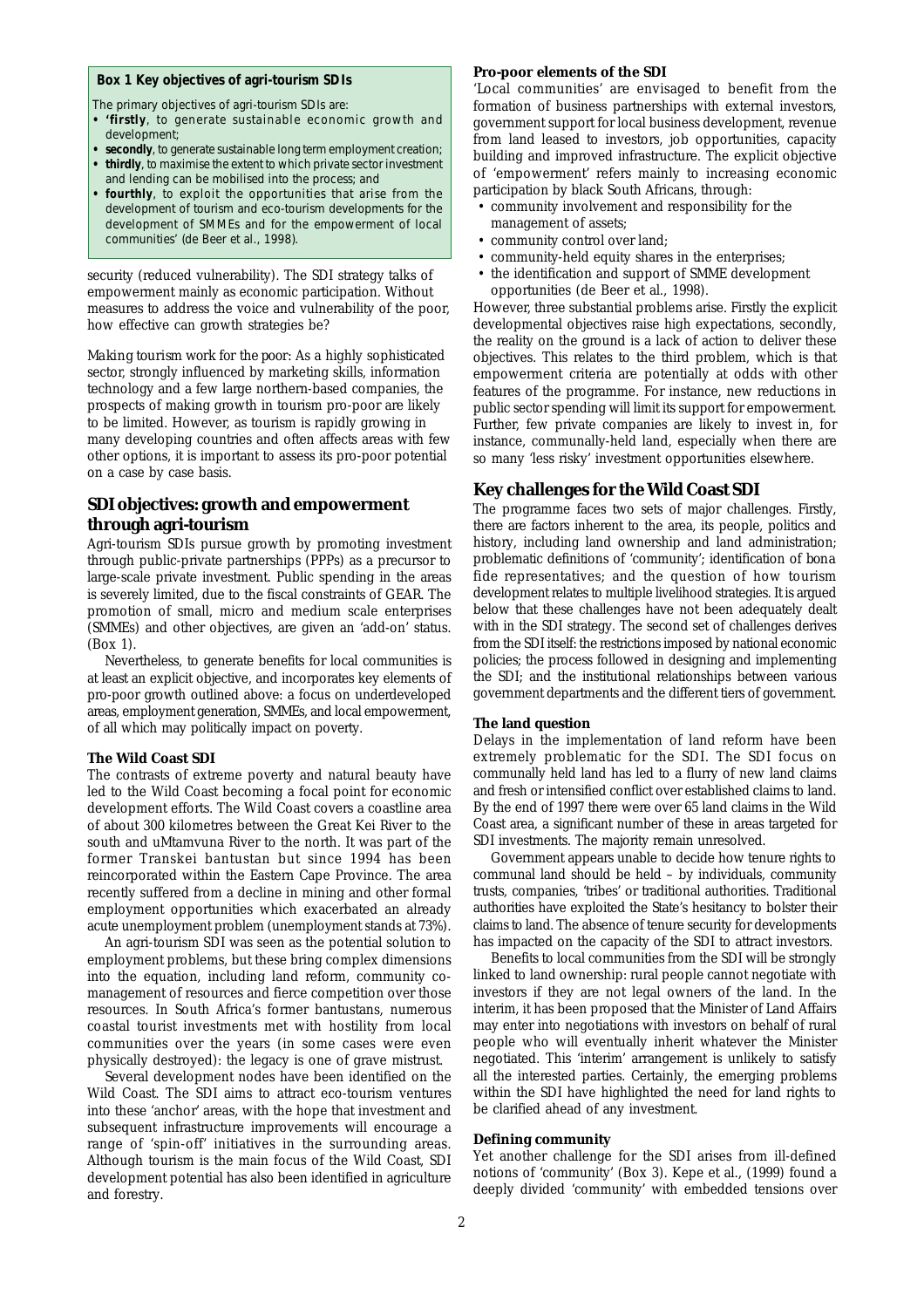**Box 1 Key objectives of agri-tourism SDIs**

The primary objectives of agri-tourism SDIs are:

- **'firstly**, to generate sustainable economic growth and development;
- **secondly**, to generate sustainable long term employment creation;
- **thirdly**, to maximise the extent to which private sector investment and lending can be mobilised into the process; and
- **fourthly**, to exploit the opportunities that arise from the development of tourism and eco-tourism developments for the development of SMMEs and for the empowerment of local communities' (de Beer et al., 1998).

security (reduced vulnerability). The SDI strategy talks of empowerment mainly as economic participation. Without measures to address the voice and vulnerability of the poor, how effective can growth strategies be?

Making tourism work for the poor: As a highly sophisticated sector, strongly influenced by marketing skills, information technology and a few large northern-based companies, the prospects of making growth in tourism pro-poor are likely to be limited. However, as tourism is rapidly growing in many developing countries and often affects areas with few other options, it is important to assess its pro-poor potential on a case by case basis.

## SDI objectives: growth and empowerment through agri-tourism

Agri-tourism SDIs pursue growth by promoting investment through public-private partnerships (PPPs) as a precursor to large-scale private investment. Public spending in the areas is severely limited, due to the fiscal constraints of GEAR. The promotion of small, micro and medium scale enterprises (SMMEs) and other objectives, are given an 'add-on' status. (Box 1).

Nevertheless, to generate benefits for local communities is at least an explicit objective, and incorporates key elements of pro-poor growth outlined above: a focus on underdeveloped areas, employment generation, SMMEs, and local empowerment, of all which may politically impact on poverty.

### The Wild Coast SDI

The contrasts of extreme poverty and natural beauty have led to the Wild Coast becoming a focal point for economic development efforts. The Wild Coast covers a coastline area of about 300 kilometres between the Great Kei River to the south and uMtamvuna River to the north. It was part of the former Transkei bantustan but since 1994 has been reincorporated within the Eastern Cape Province. The area recently suffered from a decline in mining and other formal employment opportunities which exacerbated an already acute unemployment problem (unemployment stands at 73%).

An agri-tourism SDI was seen as the potential solution to employment problems, but these bring complex dimensions into the equation, including land reform, community co-management of resources and fierce competition over those resources. In South Africa's former bantustans, numerous coastal tourist investments met with hostility from local communities over the years (in some cases were even physically destroyed): the legacy is one of grave mistrust.

Several development nodes have been identified on the Wild Coast. The SDI aims to attract eco-tourism ventures into these 'anchor' areas, with the hope that investment and subsequent infrastructure improvements will encourage a range of 'spin-off' initiatives in the surrounding areas. Although tourism is the main focus of the Wild Coast, SDI development potential has also been identified in agriculture and forestry.

### Pro-poor elements of the SDI

'Local communities' are envisaged to benefit from the formation of business partnerships with external investors, government support for local business development, revenue from land leased to investors, job opportunities, capacity building and improved infrastructure. The explicit objective of 'empowerment' refers mainly to increasing economic participation by black South Africans, through:

- community involvement and responsibility for the management of assets;
- community control over land;
- community-held equity shares in the enterprises;
- the identification and support of SMME development opportunities (de Beer et al., 1998).

However, three substantial problems arise. Firstly the explicit developmental objectives raise high expectations, secondly, the reality on the ground is a lack of action to deliver these objectives. This relates to the third problem, which is that empowerment criteria are potentially at odds with other features of the programme. For instance, new reductions in public sector spending will limit its support for empowerment. Further, few private companies are likely to invest in, for instance, communally-held land, especially when there are so many 'less risky' investment opportunities elsewhere.

## Key challenges for the Wild Coast SDI

The programme faces two sets of major challenges. Firstly, there are factors inherent to the area, its people, politics and history, including land ownership and land administration; problematic definitions of 'community'; identification of bona fide representatives; and the question of how tourism development relates to multiple livelihood strategies. It is argued below that these challenges have not been adequately dealt with in the SDI strategy. The second set of challenges derives from the SDI itself: the restrictions imposed by national economic policies; the process followed in designing and implementing the SDI; and the institutional relationships between various government departments and the different tiers of government.

### The land question

Delays in the implementation of land reform have been extremely problematic for the SDI. The SDI focus on communally held land has led to a flurry of new land claims and fresh or intensified conflict over established claims to land. By the end of 1997 there were over 65 land claims in the Wild Coast area, a significant number of these in areas targeted for SDI investments. The majority remain unresolved.

Government appears unable to decide how tenure rights to communal land should be held – by individuals, community trusts, companies, 'tribes' or traditional authorities. Traditional authorities have exploited the State's hesitancy to bolster their claims to land. The absence of tenure security for developments has impacted on the capacity of the SDI to attract investors.

Benefits to local communities from the SDI will be strongly linked to land ownership: rural people cannot negotiate with investors if they are not legal owners of the land. In the interim, it has been proposed that the Minister of Land Affairs may enter into negotiations with investors on behalf of rural people who will eventually inherit whatever the Minister negotiated. This 'interim' arrangement is unlikely to satisfy all the interested parties. Certainly, the emerging problems within the SDI have highlighted the need for land rights to be clarified ahead of any investment.

### Defining community

Yet another challenge for the SDI arises from ill-defined notions of 'community' (Box 3). Kepe et al., (1999) found a deeply divided 'community' with embedded tensions over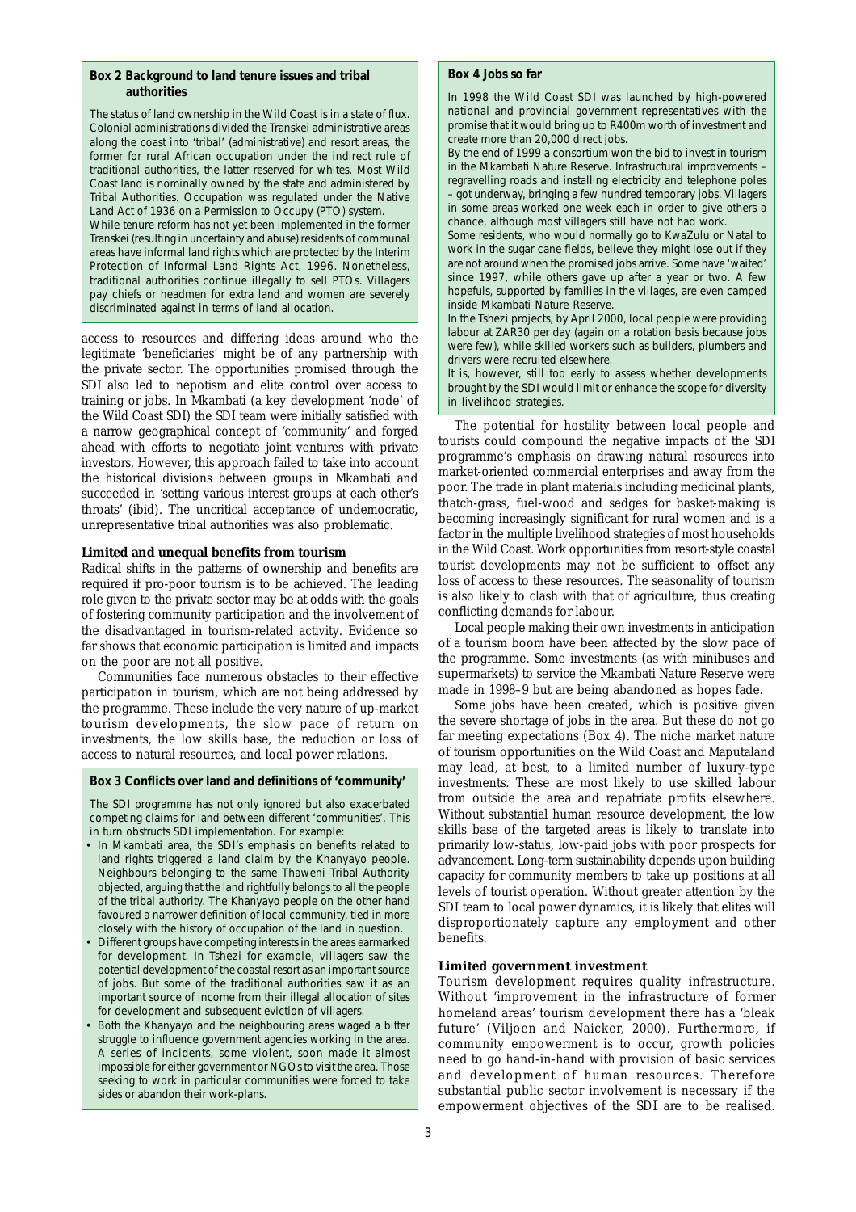**Box 2 Background to land tenure issues and tribal authorities**

The status of land ownership in the Wild Coast is in a state of flux. Colonial administrations divided the Transkei administrative areas along the coast into 'tribal' (administrative) and resort areas, the former for rural African occupation under the indirect rule of traditional authorities, the latter reserved for whites. Most Wild Coast land is nominally owned by the state and administered by Tribal Authorities. Occupation was regulated under the Native Land Act of 1936 on a Permission to Occupy (PTO) system.

While tenure reform has not yet been implemented in the former Transkei (resulting in uncertainty and abuse) residents of communal areas have informal land rights which are protected by the Interim Protection of Informal Land Rights Act, 1996. Nonetheless, traditional authorities continue illegally to sell PTOs. Villagers pay chiefs or headmen for extra land and women are severely discriminated against in terms of land allocation.

access to resources and differing ideas around who the legitimate 'beneficiaries' might be of any partnership with the private sector. The opportunities promised through the SDI also led to nepotism and elite control over access to training or jobs. In Mkambati (a key development 'node' of the Wild Coast SDI) the SDI team were initially satisfied with a narrow geographical concept of 'community' and forged ahead with efforts to negotiate joint ventures with private investors. However, this approach failed to take into account the historical divisions between groups in Mkambati and succeeded in 'setting various interest groups at each other's throats' (ibid). The uncritical acceptance of undemocratic, unrepresentative tribal authorities was also problematic.

**Limited and unequal benefits from tourism**

Radical shifts in the patterns of ownership and benefits are required if pro-poor tourism is to be achieved. The leading role given to the private sector may be at odds with the goals of fostering community participation and the involvement of the disadvantaged in tourism-related activity. Evidence so far shows that economic participation is limited and impacts on the poor are not all positive.

Communities face numerous obstacles to their effective participation in tourism, which are not being addressed by the programme. These include the very nature of up-market tourism developments, the slow pace of return on investments, the low skills base, the reduction or loss of access to natural resources, and local power relations.

**Box 3 Conflicts over land and definitions of 'community'**

The SDI programme has not only ignored but also exacerbated competing claims for land between different 'communities'. This in turn obstructs SDI implementation. For example:

- In Mkambati area, the SDI's emphasis on benefits related to land rights triggered a land claim by the Khanyayo people. Neighbours belonging to the same Thaweni Tribal Authority objected, arguing that the land rightfully belongs to all the people of the tribal authority. The Khanyayo people on the other hand favoured a narrower definition of local community, tied in more closely with the history of occupation of the land in question.
- Different groups have competing interests in the areas earmarked for development. In Tshezi for example, villagers saw the potential development of the coastal resort as an important source of jobs. But some of the traditional authorities saw it as an important source of income from their illegal allocation of sites for development and subsequent eviction of villagers.
- Both the Khanyayo and the neighbouring areas waged a bitter struggle to influence government agencies working in the area. A series of incidents, some violent, soon made it almost impossible for either government or NGOs to visit the area. Those seeking to work in particular communities were forced to take sides or abandon their work-plans.

**Box 4 Jobs so far**

In 1998 the Wild Coast SDI was launched by high-powered national and provincial government representatives with the promise that it would bring up to R400m worth of investment and create more than 20,000 direct jobs.

By the end of 1999 a consortium won the bid to invest in tourism in the Mkambati Nature Reserve. Infrastructural improvements – regravelling roads and installing electricity and telephone poles – got underway, bringing a few hundred temporary jobs. Villagers in some areas worked one week each in order to give others a chance, although most villagers still have not had work.

Some residents, who would normally go to KwaZulu or Natal to work in the sugar cane fields, believe they might lose out if they are not around when the promised jobs arrive. Some have 'waited' since 1997, while others gave up after a year or two. A few hopefuls, supported by families in the villages, are even camped inside Mkambati Nature Reserve.

In the Tshezi projects, by April 2000, local people were providing labour at ZAR30 per day (again on a rotation basis because jobs were few), while skilled workers such as builders, plumbers and drivers were recruited elsewhere.

It is, however, still too early to assess whether developments brought by the SDI would limit or enhance the scope for diversity in livelihood strategies.

The potential for hostility between local people and tourists could compound the negative impacts of the SDI programme's emphasis on drawing natural resources into market-oriented commercial enterprises and away from the poor. The trade in plant materials including medicinal plants, thatch-grass, fuel-wood and sedges for basket-making is becoming increasingly significant for rural women and is a factor in the multiple livelihood strategies of most households in the Wild Coast. Work opportunities from resort-style coastal tourist developments may not be sufficient to offset any loss of access to these resources. The seasonality of tourism is also likely to clash with that of agriculture, thus creating conflicting demands for labour.

Local people making their own investments in anticipation of a tourism boom have been affected by the slow pace of the programme. Some investments (as with minibuses and supermarkets) to service the Mkambati Nature Reserve were made in 1998–9 but are being abandoned as hopes fade.

Some jobs have been created, which is positive given the severe shortage of jobs in the area. But these do not go far meeting expectations (Box 4). The niche market nature of tourism opportunities on the Wild Coast and Maputaland may lead, at best, to a limited number of luxury-type investments. These are most likely to use skilled labour from outside the area and repatriate profits elsewhere. Without substantial human resource development, the low skills base of the targeted areas is likely to translate into primarily low-status, low-paid jobs with poor prospects for advancement. Long-term sustainability depends upon building capacity for community members to take up positions at all levels of tourist operation. Without greater attention by the SDI team to local power dynamics, it is likely that elites will disproportionately capture any employment and other benefits.

**Limited government investment**

Tourism development requires quality infrastructure. Without 'improvement in the infrastructure of former homeland areas' tourism development there has a 'bleak future' (Viljoen and Naicker, 2000). Furthermore, if community empowerment is to occur, growth policies need to go hand-in-hand with provision of basic services and development of human resources. Therefore substantial public sector involvement is necessary if the empowerment objectives of the SDI are to be realised.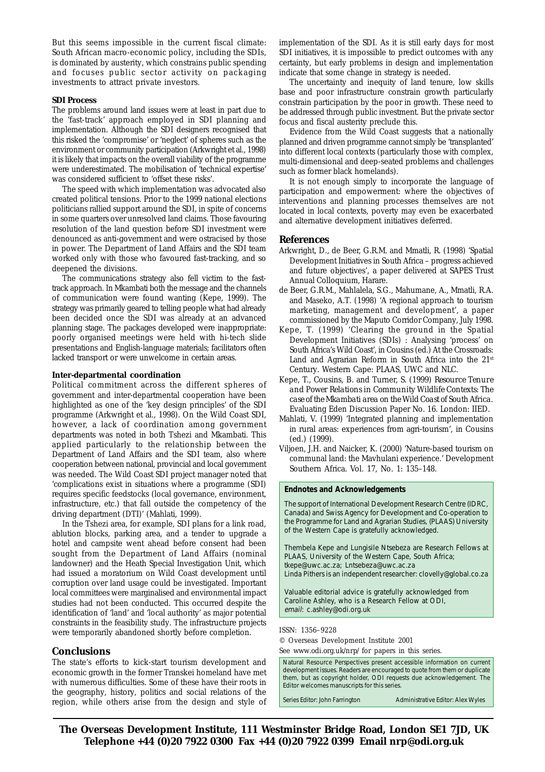But this seems impossible in the current fiscal climate: South African macro-economic policy, including the SDIs, is dominated by austerity, which constrains public spending and focuses public sector activity on packaging investments to attract private investors.

**SDI Process**

The problems around land issues were at least in part due to the 'fast-track' approach employed in SDI planning and implementation. Although the SDI designers recognised that this risked the 'compromise' or 'neglect' of spheres such as the environment or community participation (Arkwright et al., 1998) it is likely that impacts on the overall viability of the programme were underestimated. The mobilisation of 'technical expertise' was considered sufficient to 'offset these risks'.

The speed with which implementation was advocated also created political tensions. Prior to the 1999 national elections politicians rallied support around the SDI, in spite of concerns in some quarters over unresolved land claims. Those favouring resolution of the land question before SDI investment were denounced as anti-government and were ostracised by those in power. The Department of Land Affairs and the SDI team worked only with those who favoured fast-tracking, and so deepened the divisions.

The communications strategy also fell victim to the fast-track approach. In Mkambati both the message and the channels of communication were found wanting (Kepe, 1999). The strategy was primarily geared to telling people what had already been decided once the SDI was already at an advanced planning stage. The packages developed were inappropriate: poorly organised meetings were held with hi-tech slide presentations and English-language materials; facilitators often lacked transport or were unwelcome in certain areas.

**Inter-departmental coordination**

Political commitment across the different spheres of government and inter-departmental cooperation have been highlighted as one of the 'key design principles' of the SDI programme (Arkwright et al., 1998). On the Wild Coast SDI, however, a lack of coordination among government departments was noted in both Tshezi and Mkambati. This applied particularly to the relationship between the Department of Land Affairs and the SDI team, also where cooperation between national, provincial and local government was needed. The Wild Coast SDI project manager noted that 'complications exist in situations where a programme (SDI) requires specific feedstocks (local governance, environment, infrastructure, etc.) that fall outside the competency of the driving department (DTI)' (Mahlati, 1999).

In the Tshezi area, for example, SDI plans for a link road, ablution blocks, parking area, and a tender to upgrade a hotel and campsite went ahead before consent had been sought from the Department of Land Affairs (nominal landowner) and the Heath Special Investigation Unit, which had issued a moratorium on Wild Coast development until corruption over land usage could be investigated. Important local committees were marginalised and environmental impact studies had not been conducted. This occurred despite the identification of 'land' and 'local authority' as major potential constraints in the feasibility study. The infrastructure projects were temporarily abandoned shortly before completion.

## Conclusions

The state's efforts to kick-start tourism development and economic growth in the former Transkei homeland have met with numerous difficulties. Some of these have their roots in the geography, history, politics and social relations of the region, while others arise from the design and style of implementation of the SDI. As it is still early days for most SDI initiatives, it is impossible to predict outcomes with any certainty, but early problems in design and implementation indicate that some change in strategy is needed.

The uncertainty and inequity of land tenure, low skills base and poor infrastructure constrain growth particularly constrain participation by the poor in growth. These need to be addressed through public investment. But the private sector focus and fiscal austerity preclude this.

Evidence from the Wild Coast suggests that a nationally planned and driven programme cannot simply be 'transplanted' into different local contexts (particularly those with complex, multi-dimensional and deep-seated problems and challenges such as former black homelands).

It is not enough simply to incorporate the language of participation and empowerment: where the objectives of interventions and planning processes themselves are not located in local contexts, poverty may even be exacerbated and alternative development initiatives deferred.

## References

Arkwright, D., de Beer, G.R.M. and Mmatli, R. (1998) 'Spatial Development Initiatives in South Africa – progress achieved and future objectives', a paper delivered at SAPES Trust Annual Colloquium, Harare.

de Beer, G.R.M., Mahlalela, S.G., Mahumane, A., Mmatli, R.A. and Maseko, A.T. (1998) 'A regional approach to tourism marketing, management and development', a paper commissioned by the Maputo Corridor Company, July 1998.

Kepe, T. (1999) 'Clearing the ground in the Spatial Development Initiatives (SDIs) : Analysing 'process' on South Africa's Wild Coast', in Cousins (ed.) At the Crossroads: Land and Agrarian Reform in South Africa into the 21st Century. Western Cape: PLAAS, UWC and NLC.

Kepe, T., Cousins, B. and Turner, S. (1999) *Resource Tenure and Power Relations in Community Wildlife Contexts: The case of the Mkambati area on the Wild Coast of South Africa*. Evaluating Eden Discussion Paper No. 16. London: IIED.

Mahlati, V. (1999) 'Integrated planning and implementation in rural areas: experiences from agri-tourism', in Cousins (ed.) (1999).

Viljoen, J.H. and Naicker, K. (2000) 'Nature-based tourism on communal land: the Mavhulani experience.' Development Southern Africa. Vol. 17, No. 1: 135–148.

**Endnotes and Acknowledgements**

The support of International Development Research Centre (IDRC, Canada) and Swiss Agency for Development and Co-operation to the Programme for Land and Agrarian Studies, (PLAAS) University of the Western Cape is gratefully acknowledged.

Thembela Kepe and Lungisile Ntsebeza are Research Fellows at PLAAS, University of the Western Cape, South Africa; tkepe@uwc.ac.za; Lntsebeza@uwc.ac.za
Linda Pithers is an independent researcher: clovelly@global.co.za

Valuable editorial advice is gratefully acknowledged from Caroline Ashley, who is a Research Fellow at ODI, *email*: c.ashley@odi.org.uk

ISSN: 1356–9228

© Overseas Development Institute 2001

See www.odi.org.uk/nrp/ for papers in this series.

Natural Resource Perspectives present accessible information on current development issues. Readers are encouraged to quote from them or duplicate them, but as copyright holder, ODI requests due acknowledgement. The Editor welcomes manuscripts for this series.

Series Editor: John Farrington    Administrative Editor: Alex Wyles

**The Overseas Development Institute, 111 Westminster Bridge Road, London SE1 7JD, UK**
**Telephone +44 (0)20 7922 0300 Fax +44 (0)20 7922 0399 Email nrp@odi.org.uk**